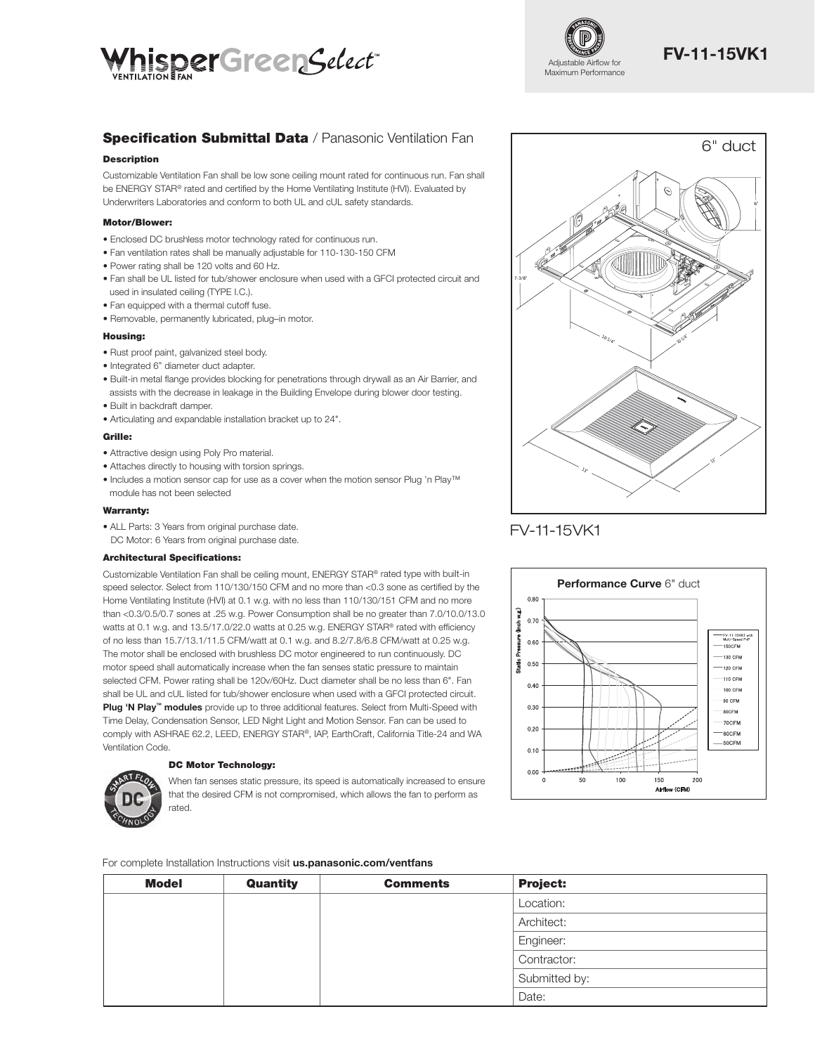# WhisperGreenSelect™ Ventilation Fan

Adjustable Airflow for Maximum Performance

**FV-11-15VK1**

## Specification Submittal Data / Panasonic Ventilation Fan

### Description

Customizable Ventilation Fan shall be low sone ceiling mount rated for continuous run. Fan shall be ENERGY STAR® rated and certified by the Home Ventilating Institute (HVI). Evaluated by Underwriters Laboratories and conform to both UL and cUL safety standards.

### Motor/Blower:

- Enclosed DC brushless motor technology rated for continuous run.
- Fan ventilation rates shall be manually adjustable for 110-130-150 CFM
- Power rating shall be 120 volts and 60 Hz.
- Fan shall be UL listed for tub/shower enclosure when used with a GFCI protected circuit and used in insulated ceiling (TYPE I.C.).
- Fan equipped with a thermal cutoff fuse.
- Removable, permanently lubricated, plug–in motor.

### Housing:

- Rust proof paint, galvanized steel body.
- Integrated 6" diameter duct adapter.
- Built-in metal flange provides blocking for penetrations through drywall as an Air Barrier, and assists with the decrease in leakage in the Building Envelope during blower door testing.
- Built in backdraft damper.
- Articulating and expandable installation bracket up to 24".

### Grille:

- Attractive design using Poly Pro material.
- Attaches directly to housing with torsion springs.
- Includes a motion sensor cap for use as a cover when the motion sensor Plug 'n Play™ module has not been selected

### Warranty:

- ALL Parts: 3 Years from original purchase date.
  DC Motor: 6 Years from original purchase date.

### Architectural Specifications:

Customizable Ventilation Fan shall be ceiling mount, ENERGY STAR® rated type with built-in speed selector. Select from 110/130/150 CFM and no more than <0.3 sone as certified by the Home Ventilating Institute (HVI) at 0.1 w.g. with no less than 110/130/151 CFM and no more than <0.3/0.5/0.7 sones at .25 w.g. Power Consumption shall be no greater than 7.0/10.0/13.0 watts at 0.1 w.g. and 13.5/17.0/22.0 watts at 0.25 w.g. ENERGY STAR® rated with efficiency of no less than 15.7/13.1/11.5 CFM/watt at 0.1 w.g. and 8.2/7.8/6.8 CFM/watt at 0.25 w.g. The motor shall be enclosed with brushless DC motor engineered to run continuously. DC motor speed shall automatically increase when the fan senses static pressure to maintain selected CFM. Power rating shall be 120v/60Hz. Duct diameter shall be no less than 6". Fan shall be UL and cUL listed for tub/shower enclosure when used with a GFCI protected circuit. **Plug 'N Play™ modules** provide up to three additional features. Select from Multi-Speed with Time Delay, Condensation Sensor, LED Night Light and Motion Sensor. Fan can be used to comply with ASHRAE 62.2, LEED, ENERGY STAR®, IAP, EarthCraft, California Title-24 and WA Ventilation Code.

### DC Motor Technology:

When fan senses static pressure, its speed is automatically increased to ensure that the desired CFM is not compromised, which allows the fan to perform as rated.

6" duct

FV-11-15VK1

**Performance Curve** 6" duct

For complete Installation Instructions visit **us.panasonic.com/ventfans**

| Model | Quantity | Comments | Project: |
|---|---|---|---|
| | | | Location: |
| | | | Architect: |
| | | | Engineer: |
| | | | Contractor: |
| | | | Submitted by: |
| | | | Date: |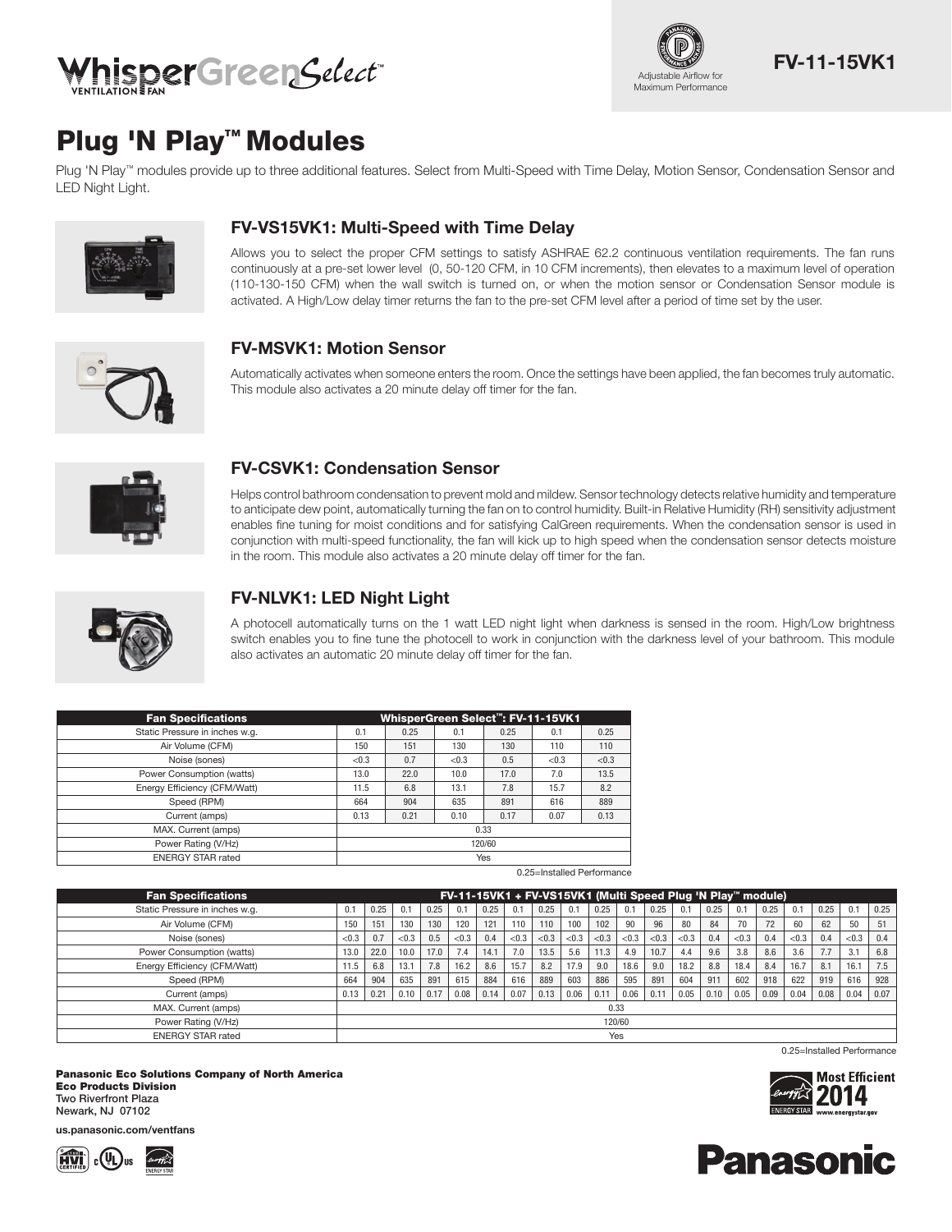WhisperGreenSelect™ VENTILATION FAN

Adjustable Airflow for Maximum Performance

**FV-11-15VK1**

# Plug 'N Play™ Modules

Plug 'N Play™ modules provide up to three additional features. Select from Multi-Speed with Time Delay, Motion Sensor, Condensation Sensor and LED Night Light.

## FV-VS15VK1: Multi-Speed with Time Delay

Allows you to select the proper CFM settings to satisfy ASHRAE 62.2 continuous ventilation requirements. The fan runs continuously at a pre-set lower level (0, 50-120 CFM, in 10 CFM increments), then elevates to a maximum level of operation (110-130-150 CFM) when the wall switch is turned on, or when the motion sensor or Condensation Sensor module is activated. A High/Low delay timer returns the fan to the pre-set CFM level after a period of time set by the user.

## FV-MSVK1: Motion Sensor

Automatically activates when someone enters the room. Once the settings have been applied, the fan becomes truly automatic. This module also activates a 20 minute delay off timer for the fan.

## FV-CSVK1: Condensation Sensor

Helps control bathroom condensation to prevent mold and mildew. Sensor technology detects relative humidity and temperature to anticipate dew point, automatically turning the fan on to control humidity. Built-in Relative Humidity (RH) sensitivity adjustment enables fine tuning for moist conditions and for satisfying CalGreen requirements. When the condensation sensor is used in conjunction with multi-speed functionality, the fan will kick up to high speed when the condensation sensor detects moisture in the room. This module also activates a 20 minute delay off timer for the fan.

## FV-NLVK1: LED Night Light

A photocell automatically turns on the 1 watt LED night light when darkness is sensed in the room. High/Low brightness switch enables you to fine tune the photocell to work in conjunction with the darkness level of your bathroom. This module also activates an automatic 20 minute delay off timer for the fan.

| Fan Specifications | WhisperGreen Select™: FV-11-15VK1 | | | | | |
|---|---|---|---|---|---|---|
| Static Pressure in inches w.g. | 0.1 | 0.25 | 0.1 | 0.25 | 0.1 | 0.25 |
| Air Volume (CFM) | 150 | 151 | 130 | 130 | 110 | 110 |
| Noise (sones) | <0.3 | 0.7 | <0.3 | 0.5 | <0.3 | <0.3 |
| Power Consumption (watts) | 13.0 | 22.0 | 10.0 | 17.0 | 7.0 | 13.5 |
| Energy Efficiency (CFM/Watt) | 11.5 | 6.8 | 13.1 | 7.8 | 15.7 | 8.2 |
| Speed (RPM) | 664 | 904 | 635 | 891 | 616 | 889 |
| Current (amps) | 0.13 | 0.21 | 0.10 | 0.17 | 0.07 | 0.13 |
| MAX. Current (amps) | 0.33 | | | | | |
| Power Rating (V/Hz) | 120/60 | | | | | |
| ENERGY STAR rated | Yes | | | | | |

0.25=Installed Performance

| Fan Specifications | FV-11-15VK1 + FV-VS15VK1 (Multi Speed Plug 'N Play™ module) | | | | | | | | | | | | | | | | | | | |
|---|---|---|---|---|---|---|---|---|---|---|---|---|---|---|---|---|---|---|---|---|
| Static Pressure in inches w.g. | 0.1 | 0.25 | 0.1 | 0.25 | 0.1 | 0.25 | 0.1 | 0.25 | 0.1 | 0.25 | 0.1 | 0.25 | 0.1 | 0.25 | 0.1 | 0.25 | 0.1 | 0.25 | 0.1 | 0.25 |
| Air Volume (CFM) | 150 | 151 | 130 | 130 | 120 | 121 | 110 | 110 | 100 | 102 | 90 | 96 | 80 | 84 | 70 | 72 | 60 | 62 | 50 | 51 |
| Noise (sones) | <0.3 | 0.7 | <0.3 | 0.5 | <0.3 | 0.4 | <0.3 | <0.3 | <0.3 | <0.3 | <0.3 | <0.3 | <0.3 | 0.4 | <0.3 | 0.4 | <0.3 | 0.4 | <0.3 | 0.4 |
| Power Consumption (watts) | 13.0 | 22.0 | 10.0 | 17.0 | 7.4 | 14.1 | 7.0 | 13.5 | 5.6 | 11.3 | 4.9 | 10.7 | 4.4 | 9.6 | 3.8 | 8.6 | 3.6 | 7.7 | 3.1 | 6.8 |
| Energy Efficiency (CFM/Watt) | 11.5 | 6.8 | 13.1 | 7.8 | 16.2 | 8.6 | 15.7 | 8.2 | 17.9 | 9.0 | 18.6 | 9.0 | 18.2 | 8.8 | 18.4 | 8.4 | 16.7 | 8.1 | 16.1 | 7.5 |
| Speed (RPM) | 664 | 904 | 635 | 891 | 615 | 884 | 616 | 889 | 603 | 886 | 595 | 891 | 604 | 911 | 602 | 918 | 622 | 919 | 616 | 928 |
| Current (amps) | 0.13 | 0.21 | 0.10 | 0.17 | 0.08 | 0.14 | 0.07 | 0.13 | 0.06 | 0.11 | 0.06 | 0.11 | 0.05 | 0.10 | 0.05 | 0.09 | 0.04 | 0.08 | 0.04 | 0.07 |
| MAX. Current (amps) | 0.33 | | | | | | | | | | | | | | | | | | | |
| Power Rating (V/Hz) | 120/60 | | | | | | | | | | | | | | | | | | | |
| ENERGY STAR rated | Yes | | | | | | | | | | | | | | | | | | | |

0.25=Installed Performance

**Panasonic Eco Solutions Company of North America**
**Eco Products Division**
Two Riverfront Plaza
Newark, NJ 07102

**us.panasonic.com/ventfans**

Most Efficient 2014 ENERGY STAR www.energystar.gov

Panasonic